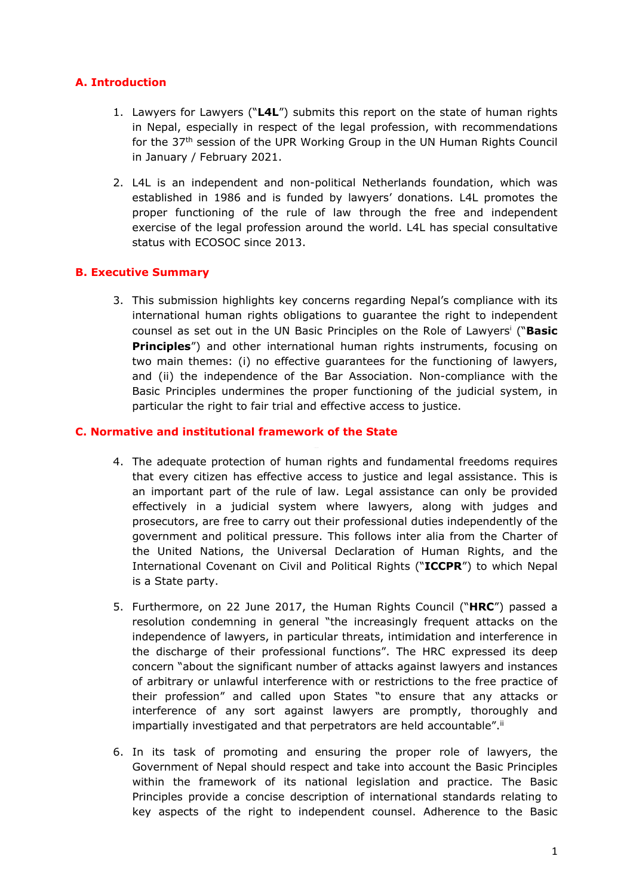## A. Introduction

1. Lawyers for Lawyers ("**L4L**") submits this report on the state of human rights in Nepal, especially in respect of the legal profession, with recommendations for the 37th session of the UPR Working Group in the UN Human Rights Council in January / February 2021.

2. L4L is an independent and non-political Netherlands foundation, which was established in 1986 and is funded by lawyers' donations. L4L promotes the proper functioning of the rule of law through the free and independent exercise of the legal profession around the world. L4L has special consultative status with ECOSOC since 2013.

## B. Executive Summary

3. This submission highlights key concerns regarding Nepal's compliance with its international human rights obligations to guarantee the right to independent counsel as set out in the UN Basic Principles on the Role of Lawyers[i] ("**Basic Principles**") and other international human rights instruments, focusing on two main themes: (i) no effective guarantees for the functioning of lawyers, and (ii) the independence of the Bar Association. Non-compliance with the Basic Principles undermines the proper functioning of the judicial system, in particular the right to fair trial and effective access to justice.

## C. Normative and institutional framework of the State

4. The adequate protection of human rights and fundamental freedoms requires that every citizen has effective access to justice and legal assistance. This is an important part of the rule of law. Legal assistance can only be provided effectively in a judicial system where lawyers, along with judges and prosecutors, are free to carry out their professional duties independently of the government and political pressure. This follows inter alia from the Charter of the United Nations, the Universal Declaration of Human Rights, and the International Covenant on Civil and Political Rights ("**ICCPR**") to which Nepal is a State party.

5. Furthermore, on 22 June 2017, the Human Rights Council ("**HRC**") passed a resolution condemning in general "the increasingly frequent attacks on the independence of lawyers, in particular threats, intimidation and interference in the discharge of their professional functions". The HRC expressed its deep concern "about the significant number of attacks against lawyers and instances of arbitrary or unlawful interference with or restrictions to the free practice of their profession" and called upon States "to ensure that any attacks or interference of any sort against lawyers are promptly, thoroughly and impartially investigated and that perpetrators are held accountable".[ii]

6. In its task of promoting and ensuring the proper role of lawyers, the Government of Nepal should respect and take into account the Basic Principles within the framework of its national legislation and practice. The Basic Principles provide a concise description of international standards relating to key aspects of the right to independent counsel. Adherence to the Basic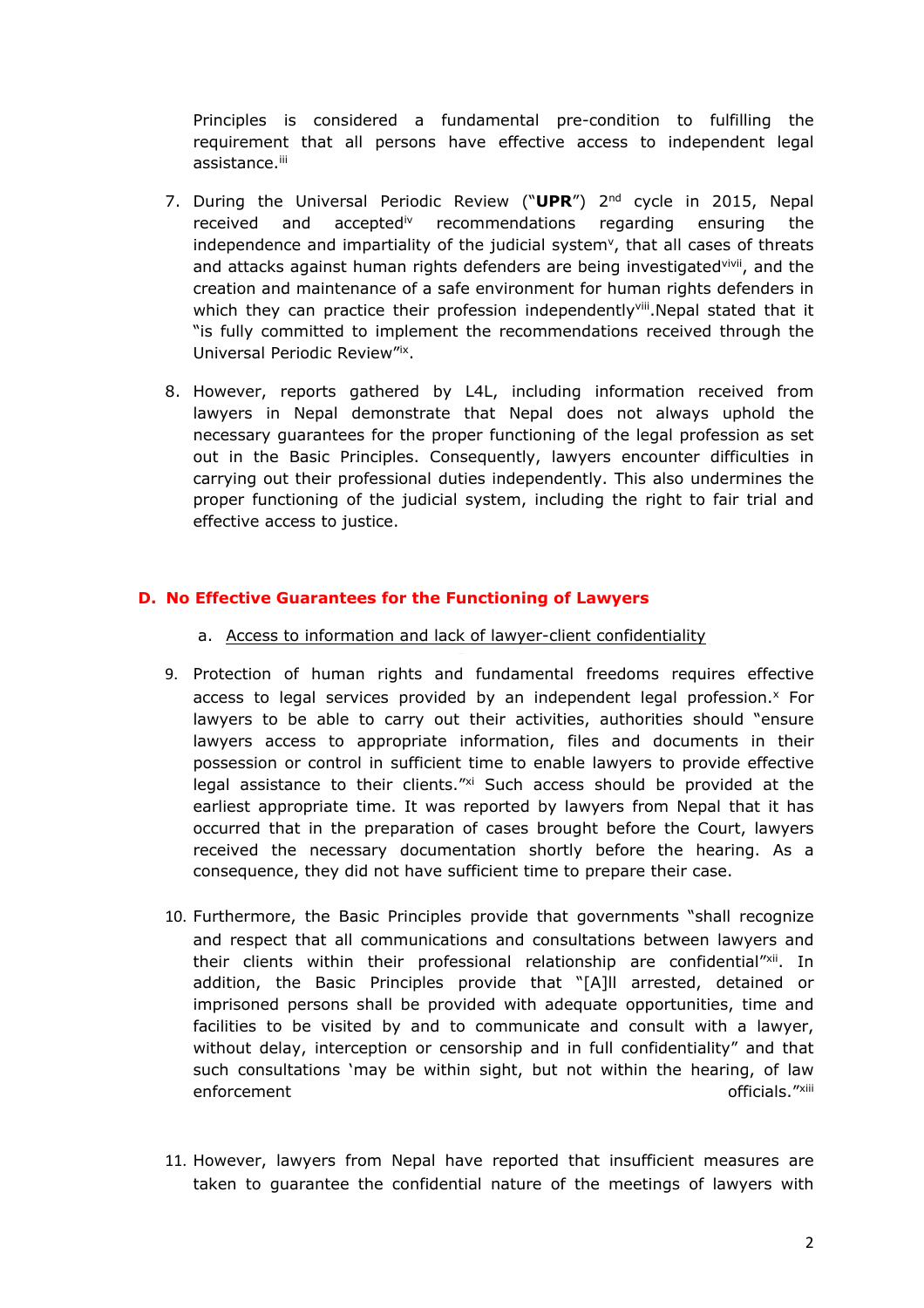Principles is considered a fundamental pre-condition to fulfilling the requirement that all persons have effective access to independent legal assistance.[iii]

7. During the Universal Periodic Review ("**UPR**") 2nd cycle in 2015, Nepal received and accepted[iv] recommendations regarding ensuring the independence and impartiality of the judicial system[v], that all cases of threats and attacks against human rights defenders are being investigated[vi,vii], and the creation and maintenance of a safe environment for human rights defenders in which they can practice their profession independently[viii]. Nepal stated that it "is fully committed to implement the recommendations received through the Universal Periodic Review"[ix].

8. However, reports gathered by L4L, including information received from lawyers in Nepal demonstrate that Nepal does not always uphold the necessary guarantees for the proper functioning of the legal profession as set out in the Basic Principles. Consequently, lawyers encounter difficulties in carrying out their professional duties independently. This also undermines the proper functioning of the judicial system, including the right to fair trial and effective access to justice.

## D. No Effective Guarantees for the Functioning of Lawyers

### a. Access to information and lack of lawyer-client confidentiality

9. Protection of human rights and fundamental freedoms requires effective access to legal services provided by an independent legal profession.[x] For lawyers to be able to carry out their activities, authorities should "ensure lawyers access to appropriate information, files and documents in their possession or control in sufficient time to enable lawyers to provide effective legal assistance to their clients."[xi] Such access should be provided at the earliest appropriate time. It was reported by lawyers from Nepal that it has occurred that in the preparation of cases brought before the Court, lawyers received the necessary documentation shortly before the hearing. As a consequence, they did not have sufficient time to prepare their case.

10. Furthermore, the Basic Principles provide that governments "shall recognize and respect that all communications and consultations between lawyers and their clients within their professional relationship are confidential"[xii]. In addition, the Basic Principles provide that "[A]ll arrested, detained or imprisoned persons shall be provided with adequate opportunities, time and facilities to be visited by and to communicate and consult with a lawyer, without delay, interception or censorship and in full confidentiality" and that such consultations 'may be within sight, but not within the hearing, of law enforcement officials."[xiii]

11. However, lawyers from Nepal have reported that insufficient measures are taken to guarantee the confidential nature of the meetings of lawyers with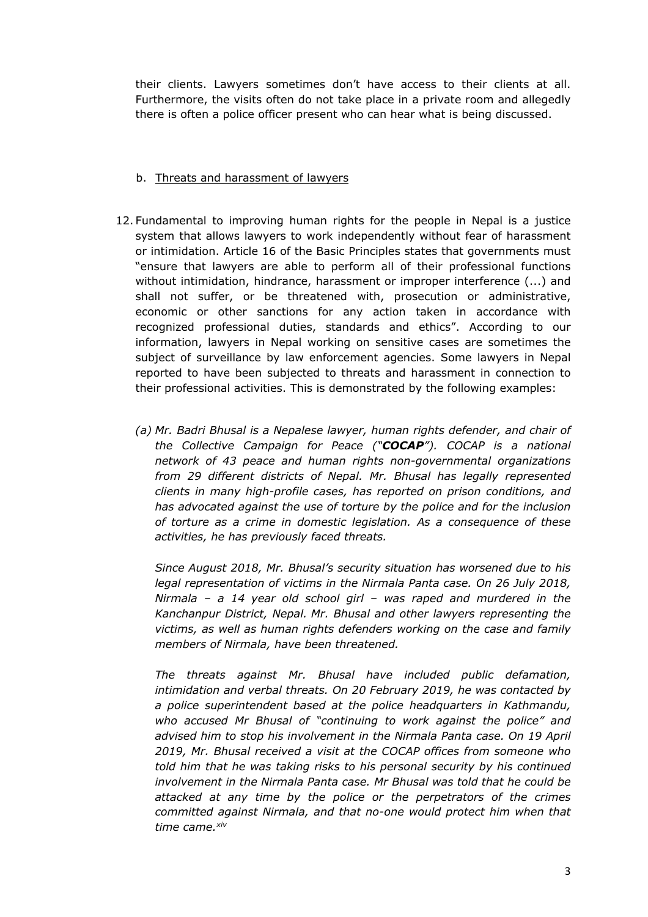their clients. Lawyers sometimes don't have access to their clients at all. Furthermore, the visits often do not take place in a private room and allegedly there is often a police officer present who can hear what is being discussed.

b. Threats and harassment of lawyers

12. Fundamental to improving human rights for the people in Nepal is a justice system that allows lawyers to work independently without fear of harassment or intimidation. Article 16 of the Basic Principles states that governments must "ensure that lawyers are able to perform all of their professional functions without intimidation, hindrance, harassment or improper interference (...) and shall not suffer, or be threatened with, prosecution or administrative, economic or other sanctions for any action taken in accordance with recognized professional duties, standards and ethics". According to our information, lawyers in Nepal working on sensitive cases are sometimes the subject of surveillance by law enforcement agencies. Some lawyers in Nepal reported to have been subjected to threats and harassment in connection to their professional activities. This is demonstrated by the following examples:

    *(a) Mr. Badri Bhusal is a Nepalese lawyer, human rights defender, and chair of the Collective Campaign for Peace ("**COCAP**"). COCAP is a national network of 43 peace and human rights non-governmental organizations from 29 different districts of Nepal. Mr. Bhusal has legally represented clients in many high-profile cases, has reported on prison conditions, and has advocated against the use of torture by the police and for the inclusion of torture as a crime in domestic legislation. As a consequence of these activities, he has previously faced threats.*

    *Since August 2018, Mr. Bhusal's security situation has worsened due to his legal representation of victims in the Nirmala Panta case. On 26 July 2018, Nirmala – a 14 year old school girl – was raped and murdered in the Kanchanpur District, Nepal. Mr. Bhusal and other lawyers representing the victims, as well as human rights defenders working on the case and family members of Nirmala, have been threatened.*

    *The threats against Mr. Bhusal have included public defamation, intimidation and verbal threats. On 20 February 2019, he was contacted by a police superintendent based at the police headquarters in Kathmandu, who accused Mr Bhusal of "continuing to work against the police" and advised him to stop his involvement in the Nirmala Panta case. On 19 April 2019, Mr. Bhusal received a visit at the COCAP offices from someone who told him that he was taking risks to his personal security by his continued involvement in the Nirmala Panta case. Mr Bhusal was told that he could be attacked at any time by the police or the perpetrators of the crimes committed against Nirmala, and that no-one would protect him when that time came.*[xiv]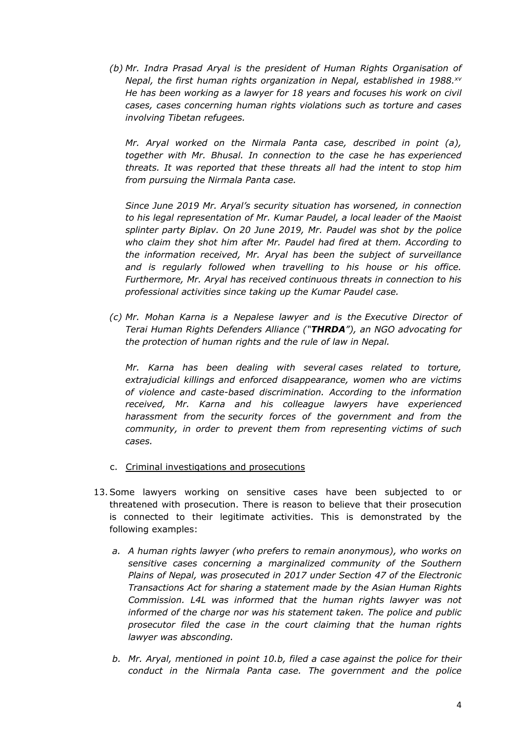*(b) Mr. Indra Prasad Aryal is the president of Human Rights Organisation of Nepal, the first human rights organization in Nepal, established in 1988.[xv] He has been working as a lawyer for 18 years and focuses his work on civil cases, cases concerning human rights violations such as torture and cases involving Tibetan refugees.*

*Mr. Aryal worked on the Nirmala Panta case, described in point (a), together with Mr. Bhusal. In connection to the case he has experienced threats. It was reported that these threats all had the intent to stop him from pursuing the Nirmala Panta case.*

*Since June 2019 Mr. Aryal's security situation has worsened, in connection to his legal representation of Mr. Kumar Paudel, a local leader of the Maoist splinter party Biplav. On 20 June 2019, Mr. Paudel was shot by the police who claim they shot him after Mr. Paudel had fired at them. According to the information received, Mr. Aryal has been the subject of surveillance and is regularly followed when travelling to his house or his office. Furthermore, Mr. Aryal has received continuous threats in connection to his professional activities since taking up the Kumar Paudel case.*

*(c) Mr. Mohan Karna is a Nepalese lawyer and is the Executive Director of Terai Human Rights Defenders Alliance ("**THRDA**"), an NGO advocating for the protection of human rights and the rule of law in Nepal.*

*Mr. Karna has been dealing with several cases related to torture, extrajudicial killings and enforced disappearance, women who are victims of violence and caste-based discrimination. According to the information received, Mr. Karna and his colleague lawyers have experienced harassment from the security forces of the government and from the community, in order to prevent them from representing victims of such cases.*

c. Criminal investigations and prosecutions

13. Some lawyers working on sensitive cases have been subjected to or threatened with prosecution. There is reason to believe that their prosecution is connected to their legitimate activities. This is demonstrated by the following examples:

    *a. A human rights lawyer (who prefers to remain anonymous), who works on sensitive cases concerning a marginalized community of the Southern Plains of Nepal, was prosecuted in 2017 under Section 47 of the Electronic Transactions Act for sharing a statement made by the Asian Human Rights Commission. L4L was informed that the human rights lawyer was not informed of the charge nor was his statement taken. The police and public prosecutor filed the case in the court claiming that the human rights lawyer was absconding.*

    *b. Mr. Aryal, mentioned in point 10.b, filed a case against the police for their conduct in the Nirmala Panta case. The government and the police*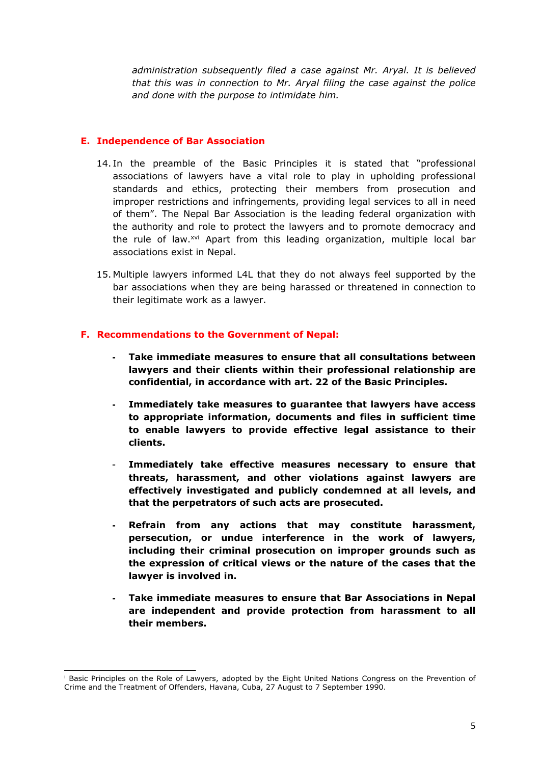*administration subsequently filed a case against Mr. Aryal. It is believed that this was in connection to Mr. Aryal filing the case against the police and done with the purpose to intimidate him.*

## E. Independence of Bar Association

14. In the preamble of the Basic Principles it is stated that "professional associations of lawyers have a vital role to play in upholding professional standards and ethics, protecting their members from prosecution and improper restrictions and infringements, providing legal services to all in need of them". The Nepal Bar Association is the leading federal organization with the authority and role to protect the lawyers and to promote democracy and the rule of law.[xvi] Apart from this leading organization, multiple local bar associations exist in Nepal.

15. Multiple lawyers informed L4L that they do not always feel supported by the bar associations when they are being harassed or threatened in connection to their legitimate work as a lawyer.

## F. Recommendations to the Government of Nepal:

- **Take immediate measures to ensure that all consultations between lawyers and their clients within their professional relationship are confidential, in accordance with art. 22 of the Basic Principles.**

- **Immediately take measures to guarantee that lawyers have access to appropriate information, documents and files in sufficient time to enable lawyers to provide effective legal assistance to their clients.**

- **Immediately take effective measures necessary to ensure that threats, harassment, and other violations against lawyers are effectively investigated and publicly condemned at all levels, and that the perpetrators of such acts are prosecuted.**

- **Refrain from any actions that may constitute harassment, persecution, or undue interference in the work of lawyers, including their criminal prosecution on improper grounds such as the expression of critical views or the nature of the cases that the lawyer is involved in.**

- **Take immediate measures to ensure that Bar Associations in Nepal are independent and provide protection from harassment to all their members.**

---

[i] Basic Principles on the Role of Lawyers, adopted by the Eight United Nations Congress on the Prevention of Crime and the Treatment of Offenders, Havana, Cuba, 27 August to 7 September 1990.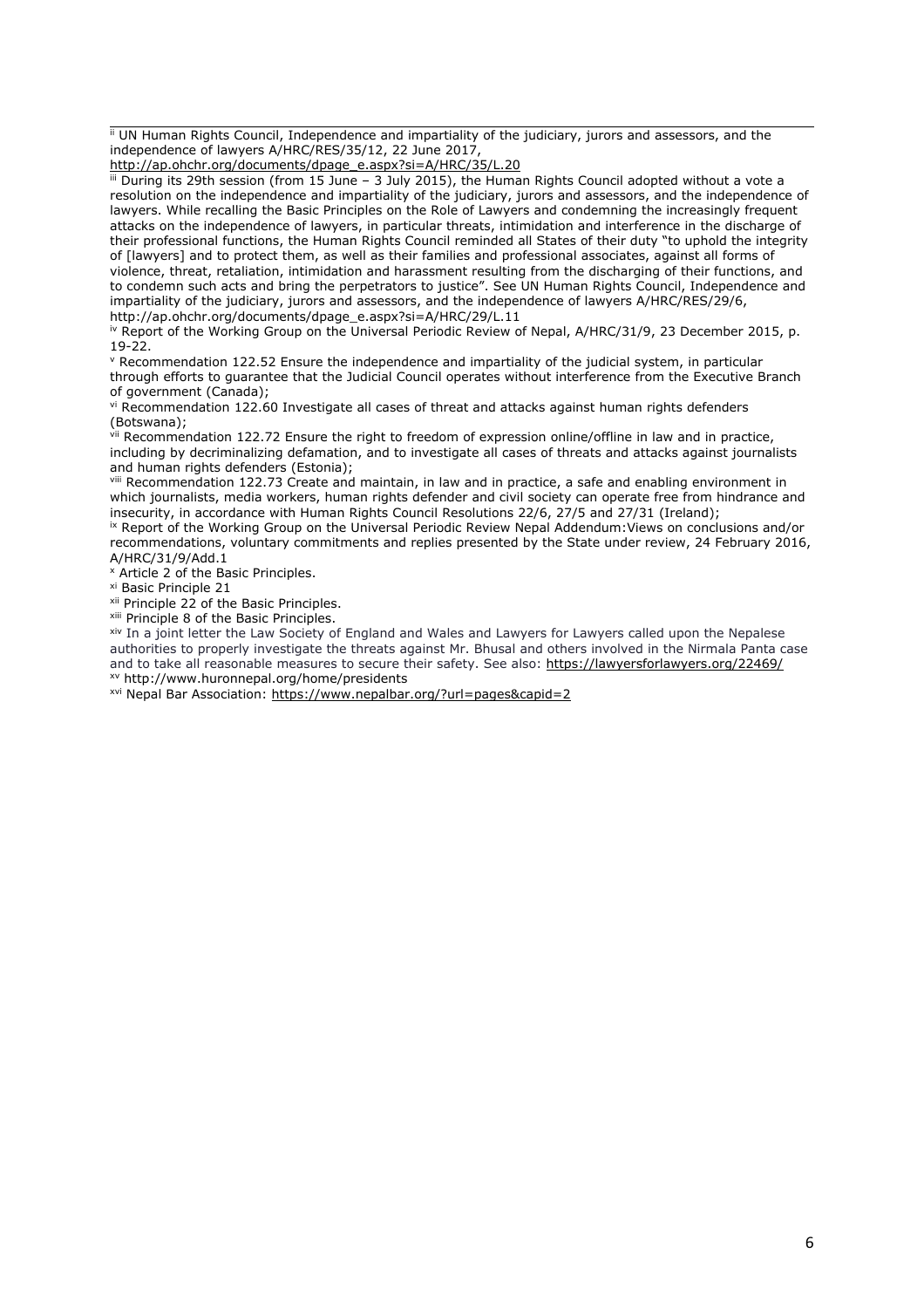[ii] UN Human Rights Council, Independence and impartiality of the judiciary, jurors and assessors, and the independence of lawyers A/HRC/RES/35/12, 22 June 2017, http://ap.ohchr.org/documents/dpage_e.aspx?si=A/HRC/35/L.20

[iii] During its 29th session (from 15 June – 3 July 2015), the Human Rights Council adopted without a vote a resolution on the independence and impartiality of the judiciary, jurors and assessors, and the independence of lawyers. While recalling the Basic Principles on the Role of Lawyers and condemning the increasingly frequent attacks on the independence of lawyers, in particular threats, intimidation and interference in the discharge of their professional functions, the Human Rights Council reminded all States of their duty "to uphold the integrity of [lawyers] and to protect them, as well as their families and professional associates, against all forms of violence, threat, retaliation, intimidation and harassment resulting from the discharging of their functions, and to condemn such acts and bring the perpetrators to justice". See UN Human Rights Council, Independence and impartiality of the judiciary, jurors and assessors, and the independence of lawyers A/HRC/RES/29/6, http://ap.ohchr.org/documents/dpage_e.aspx?si=A/HRC/29/L.11

[iv] Report of the Working Group on the Universal Periodic Review of Nepal, A/HRC/31/9, 23 December 2015, p. 19-22.

[v] Recommendation 122.52 Ensure the independence and impartiality of the judicial system, in particular through efforts to guarantee that the Judicial Council operates without interference from the Executive Branch of government (Canada);

[vi] Recommendation 122.60 Investigate all cases of threat and attacks against human rights defenders (Botswana);

[vii] Recommendation 122.72 Ensure the right to freedom of expression online/offline in law and in practice, including by decriminalizing defamation, and to investigate all cases of threats and attacks against journalists and human rights defenders (Estonia);

[viii] Recommendation 122.73 Create and maintain, in law and in practice, a safe and enabling environment in which journalists, media workers, human rights defender and civil society can operate free from hindrance and insecurity, in accordance with Human Rights Council Resolutions 22/6, 27/5 and 27/31 (Ireland);

[ix] Report of the Working Group on the Universal Periodic Review Nepal Addendum:Views on conclusions and/or recommendations, voluntary commitments and replies presented by the State under review, 24 February 2016, A/HRC/31/9/Add.1

[x] Article 2 of the Basic Principles.

[xi] Basic Principle 21

[xii] Principle 22 of the Basic Principles.

[xiii] Principle 8 of the Basic Principles.

[xiv] In a joint letter the Law Society of England and Wales and Lawyers for Lawyers called upon the Nepalese authorities to properly investigate the threats against Mr. Bhusal and others involved in the Nirmala Panta case and to take all reasonable measures to secure their safety. See also: https://lawyersforlawyers.org/22469/

[xv] http://www.huronnepal.org/home/presidents

[xvi] Nepal Bar Association: https://www.nepalbar.org/?url=pages&capid=2